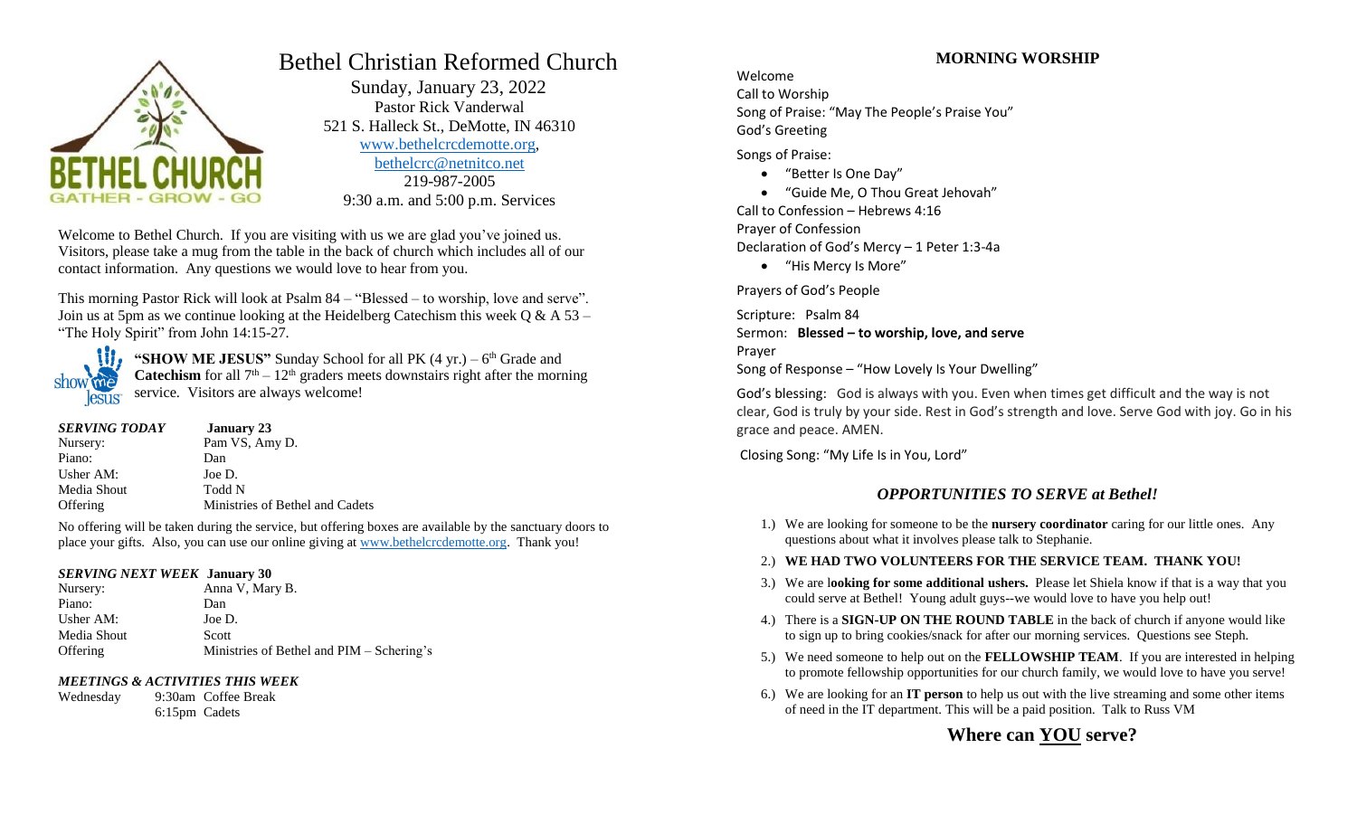# Bethel Christian Reformed Church

Sunday, January 23, 2022
Pastor Rick Vanderwal
521 S. Halleck St., DeMotte, IN 46310
www.bethelcrcdemotte.org,
bethelcrc@netnitco.net
219-987-2005
9:30 a.m. and 5:00 p.m. Services

Welcome to Bethel Church. If you are visiting with us we are glad you've joined us. Visitors, please take a mug from the table in the back of church which includes all of our contact information. Any questions we would love to hear from you.

This morning Pastor Rick will look at Psalm 84 – "Blessed – to worship, love and serve". Join us at 5pm as we continue looking at the Heidelberg Catechism this week Q & A 53 – "The Holy Spirit" from John 14:15-27.

**"SHOW ME JESUS"** Sunday School for all PK (4 yr.) – 6th Grade and **Catechism** for all 7th – 12th graders meets downstairs right after the morning service. Visitors are always welcome!

| ***SERVING TODAY*** | **January 23** |
|---|---|
| Nursery: | Pam VS, Amy D. |
| Piano: | Dan |
| Usher AM: | Joe D. |
| Media Shout | Todd N |
| Offering | Ministries of Bethel and Cadets |

No offering will be taken during the service, but offering boxes are available by the sanctuary doors to place your gifts. Also, you can use our online giving at www.bethelcrcdemotte.org. Thank you!

| ***SERVING NEXT WEEK*** | **January 30** |
|---|---|
| Nursery: | Anna V, Mary B. |
| Piano: | Dan |
| Usher AM: | Joe D. |
| Media Shout | Scott |
| Offering | Ministries of Bethel and PIM – Schering's |

***MEETINGS & ACTIVITIES THIS WEEK***

| Wednesday | 9:30am Coffee Break |
|---|---|
| | 6:15pm Cadets |

## MORNING WORSHIP

Welcome
Call to Worship
Song of Praise: "May The People's Praise You"
God's Greeting

Songs of Praise:

- "Better Is One Day"
- "Guide Me, O Thou Great Jehovah"

Call to Confession – Hebrews 4:16
Prayer of Confession
Declaration of God's Mercy – 1 Peter 1:3-4a

- "His Mercy Is More"

Prayers of God's People

Scripture: Psalm 84
Sermon: **Blessed – to worship, love, and serve**
Prayer
Song of Response – "How Lovely Is Your Dwelling"

God's blessing: God is always with you. Even when times get difficult and the way is not clear, God is truly by your side. Rest in God's strength and love. Serve God with joy. Go in his grace and peace. AMEN.

Closing Song: "My Life Is in You, Lord"

### *OPPORTUNITIES TO SERVE at Bethel!*

1.) We are looking for someone to be the **nursery coordinator** caring for our little ones. Any questions about what it involves please talk to Stephanie.
2.) **WE HAD TWO VOLUNTEERS FOR THE SERVICE TEAM. THANK YOU!**
3.) We are l**ooking for some additional ushers.** Please let Shiela know if that is a way that you could serve at Bethel! Young adult guys--we would love to have you help out!
4.) There is a **SIGN-UP ON THE ROUND TABLE** in the back of church if anyone would like to sign up to bring cookies/snack for after our morning services. Questions see Steph.
5.) We need someone to help out on the **FELLOWSHIP TEAM**. If you are interested in helping to promote fellowship opportunities for our church family, we would love to have you serve!
6.) We are looking for an **IT person** to help us out with the live streaming and some other items of need in the IT department. This will be a paid position. Talk to Russ VM

## Where can YOU serve?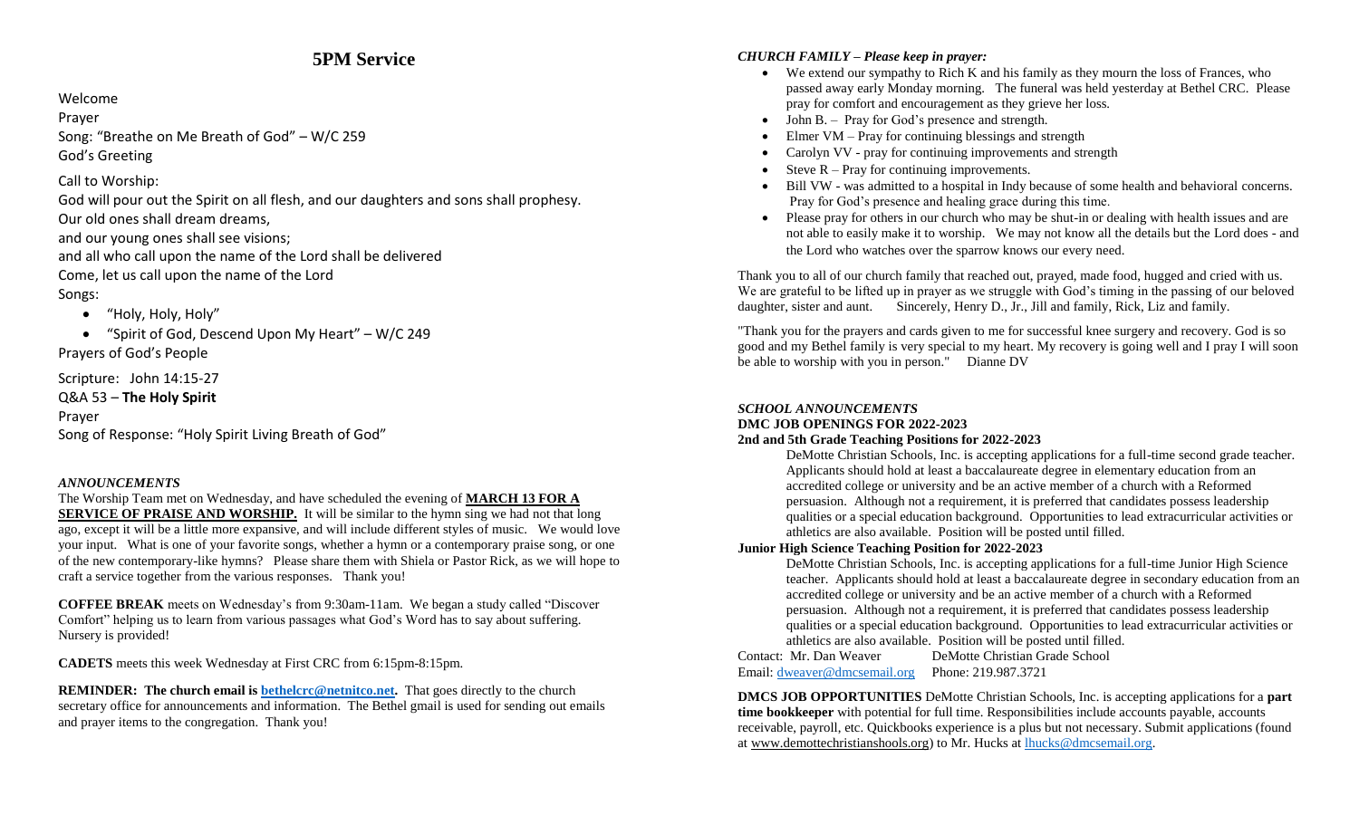# 5PM Service

Welcome

Prayer

Song: "Breathe on Me Breath of God" – W/C 259

God's Greeting

Call to Worship:

God will pour out the Spirit on all flesh, and our daughters and sons shall prophesy.

Our old ones shall dream dreams,

and our young ones shall see visions;

and all who call upon the name of the Lord shall be delivered

Come, let us call upon the name of the Lord

Songs:

- "Holy, Holy, Holy"
- "Spirit of God, Descend Upon My Heart" – W/C 249

Prayers of God's People

Scripture: John 14:15-27

Q&A 53 – **The Holy Spirit**

Prayer

Song of Response: "Holy Spirit Living Breath of God"

***ANNOUNCEMENTS***

The Worship Team met on Wednesday, and have scheduled the evening of **MARCH 13 FOR A SERVICE OF PRAISE AND WORSHIP.** It will be similar to the hymn sing we had not that long ago, except it will be a little more expansive, and will include different styles of music. We would love your input. What is one of your favorite songs, whether a hymn or a contemporary praise song, or one of the new contemporary-like hymns? Please share them with Shiela or Pastor Rick, as we will hope to craft a service together from the various responses. Thank you!

**COFFEE BREAK** meets on Wednesday's from 9:30am-11am. We began a study called "Discover Comfort" helping us to learn from various passages what God's Word has to say about suffering. Nursery is provided!

**CADETS** meets this week Wednesday at First CRC from 6:15pm-8:15pm.

**REMINDER: The church email is bethelcrc@netnitco.net.** That goes directly to the church secretary office for announcements and information. The Bethel gmail is used for sending out emails and prayer items to the congregation. Thank you!

***CHURCH FAMILY – Please keep in prayer:***

- We extend our sympathy to Rich K and his family as they mourn the loss of Frances, who passed away early Monday morning. The funeral was held yesterday at Bethel CRC. Please pray for comfort and encouragement as they grieve her loss.
- John B. – Pray for God's presence and strength.
- Elmer VM – Pray for continuing blessings and strength
- Carolyn VV - pray for continuing improvements and strength
- Steve R – Pray for continuing improvements.
- Bill VW - was admitted to a hospital in Indy because of some health and behavioral concerns. Pray for God's presence and healing grace during this time.
- Please pray for others in our church who may be shut-in or dealing with health issues and are not able to easily make it to worship. We may not know all the details but the Lord does - and the Lord who watches over the sparrow knows our every need.

Thank you to all of our church family that reached out, prayed, made food, hugged and cried with us. We are grateful to be lifted up in prayer as we struggle with God's timing in the passing of our beloved daughter, sister and aunt. Sincerely, Henry D., Jr., Jill and family, Rick, Liz and family.

"Thank you for the prayers and cards given to me for successful knee surgery and recovery. God is so good and my Bethel family is very special to my heart. My recovery is going well and I pray I will soon be able to worship with you in person." Dianne DV

***SCHOOL ANNOUNCEMENTS***

**DMC JOB OPENINGS FOR 2022-2023**

**2nd and 5th Grade Teaching Positions for 2022-2023**

DeMotte Christian Schools, Inc. is accepting applications for a full-time second grade teacher. Applicants should hold at least a baccalaureate degree in elementary education from an accredited college or university and be an active member of a church with a Reformed persuasion. Although not a requirement, it is preferred that candidates possess leadership qualities or a special education background. Opportunities to lead extracurricular activities or athletics are also available. Position will be posted until filled.

**Junior High Science Teaching Position for 2022-2023**

DeMotte Christian Schools, Inc. is accepting applications for a full-time Junior High Science teacher. Applicants should hold at least a baccalaureate degree in secondary education from an accredited college or university and be an active member of a church with a Reformed persuasion. Although not a requirement, it is preferred that candidates possess leadership qualities or a special education background. Opportunities to lead extracurricular activities or athletics are also available. Position will be posted until filled.

Contact: Mr. Dan Weaver DeMotte Christian Grade School

Email: dweaver@dmcsemail.org Phone: 219.987.3721

**DMCS JOB OPPORTUNITIES** DeMotte Christian Schools, Inc. is accepting applications for a **part time bookkeeper** with potential for full time. Responsibilities include accounts payable, accounts receivable, payroll, etc. Quickbooks experience is a plus but not necessary. Submit applications (found at www.demottechristianshools.org) to Mr. Hucks at lhucks@dmcsemail.org.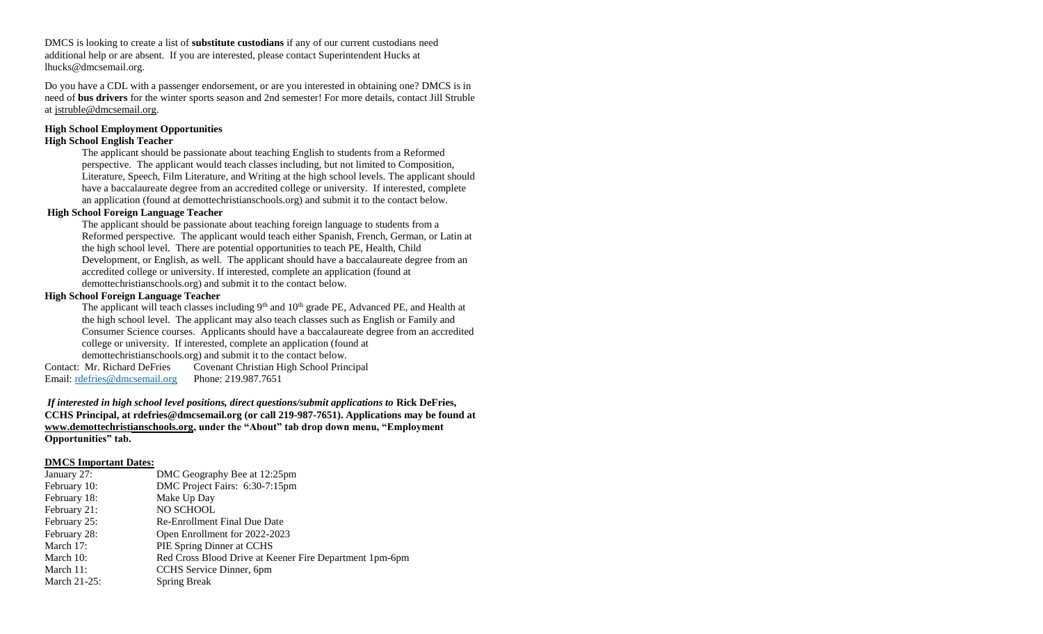DMCS is looking to create a list of **substitute custodians** if any of our current custodians need additional help or are absent. If you are interested, please contact Superintendent Hucks at lhucks@dmcsemail.org.

Do you have a CDL with a passenger endorsement, or are you interested in obtaining one? DMCS is in need of **bus drivers** for the winter sports season and 2nd semester! For more details, contact Jill Struble at jstruble@dmcsemail.org.

**High School Employment Opportunities**

**High School English Teacher**

The applicant should be passionate about teaching English to students from a Reformed perspective. The applicant would teach classes including, but not limited to Composition, Literature, Speech, Film Literature, and Writing at the high school levels. The applicant should have a baccalaureate degree from an accredited college or university. If interested, complete an application (found at demottechristianschools.org) and submit it to the contact below.

**High School Foreign Language Teacher**

The applicant should be passionate about teaching foreign language to students from a Reformed perspective. The applicant would teach either Spanish, French, German, or Latin at the high school level. There are potential opportunities to teach PE, Health, Child Development, or English, as well. The applicant should have a baccalaureate degree from an accredited college or university. If interested, complete an application (found at demottechristianschools.org) and submit it to the contact below.

**High School Foreign Language Teacher**

The applicant will teach classes including 9th and 10th grade PE, Advanced PE, and Health at the high school level. The applicant may also teach classes such as English or Family and Consumer Science courses. Applicants should have a baccalaureate degree from an accredited college or university. If interested, complete an application (found at demottechristianschools.org) and submit it to the contact below.

Contact: Mr. Richard DeFries    Covenant Christian High School Principal
Email: rdefries@dmcsemail.org    Phone: 219.987.7651

***If interested in high school level positions, direct questions/submit applications to* Rick DeFries, CCHS Principal, at rdefries@dmcsemail.org (or call 219-987-7651). Applications may be found at www.demottechristianschools.org, under the "About" tab drop down menu, "Employment Opportunities" tab.**

**DMCS Important Dates:**

| | |
|---|---|
| January 27: | DMC Geography Bee at 12:25pm |
| February 10: | DMC Project Fairs: 6:30-7:15pm |
| February 18: | Make Up Day |
| February 21: | NO SCHOOL |
| February 25: | Re-Enrollment Final Due Date |
| February 28: | Open Enrollment for 2022-2023 |
| March 17: | PIE Spring Dinner at CCHS |
| March 10: | Red Cross Blood Drive at Keener Fire Department 1pm-6pm |
| March 11: | CCHS Service Dinner, 6pm |
| March 21-25: | Spring Break |